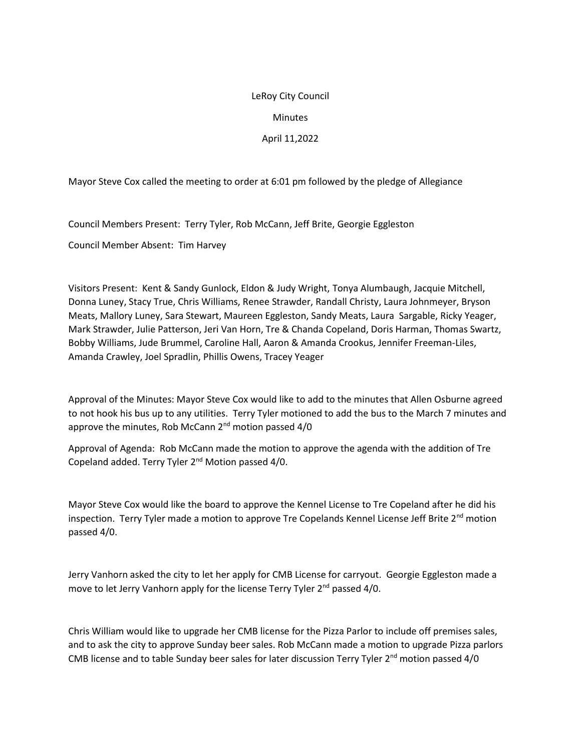LeRoy City Council

Minutes

April 11,2022

Mayor Steve Cox called the meeting to order at 6:01 pm followed by the pledge of Allegiance

Council Members Present: Terry Tyler, Rob McCann, Jeff Brite, Georgie Eggleston

Council Member Absent: Tim Harvey

Visitors Present: Kent & Sandy Gunlock, Eldon & Judy Wright, Tonya Alumbaugh, Jacquie Mitchell, Donna Luney, Stacy True, Chris Williams, Renee Strawder, Randall Christy, Laura Johnmeyer, Bryson Meats, Mallory Luney, Sara Stewart, Maureen Eggleston, Sandy Meats, Laura Sargable, Ricky Yeager, Mark Strawder, Julie Patterson, Jeri Van Horn, Tre & Chanda Copeland, Doris Harman, Thomas Swartz, Bobby Williams, Jude Brummel, Caroline Hall, Aaron & Amanda Crookus, Jennifer Freeman-Liles, Amanda Crawley, Joel Spradlin, Phillis Owens, Tracey Yeager

Approval of the Minutes: Mayor Steve Cox would like to add to the minutes that Allen Osburne agreed to not hook his bus up to any utilities. Terry Tyler motioned to add the bus to the March 7 minutes and approve the minutes, Rob McCann 2nd motion passed 4/0

Approval of Agenda: Rob McCann made the motion to approve the agenda with the addition of Tre Copeland added. Terry Tyler 2nd Motion passed 4/0.

Mayor Steve Cox would like the board to approve the Kennel License to Tre Copeland after he did his inspection. Terry Tyler made a motion to approve Tre Copelands Kennel License Jeff Brite 2nd motion passed 4/0.

Jerry Vanhorn asked the city to let her apply for CMB License for carryout. Georgie Eggleston made a move to let Jerry Vanhorn apply for the license Terry Tyler 2nd passed 4/0.

Chris William would like to upgrade her CMB license for the Pizza Parlor to include off premises sales, and to ask the city to approve Sunday beer sales. Rob McCann made a motion to upgrade Pizza parlors CMB license and to table Sunday beer sales for later discussion Terry Tyler 2nd motion passed 4/0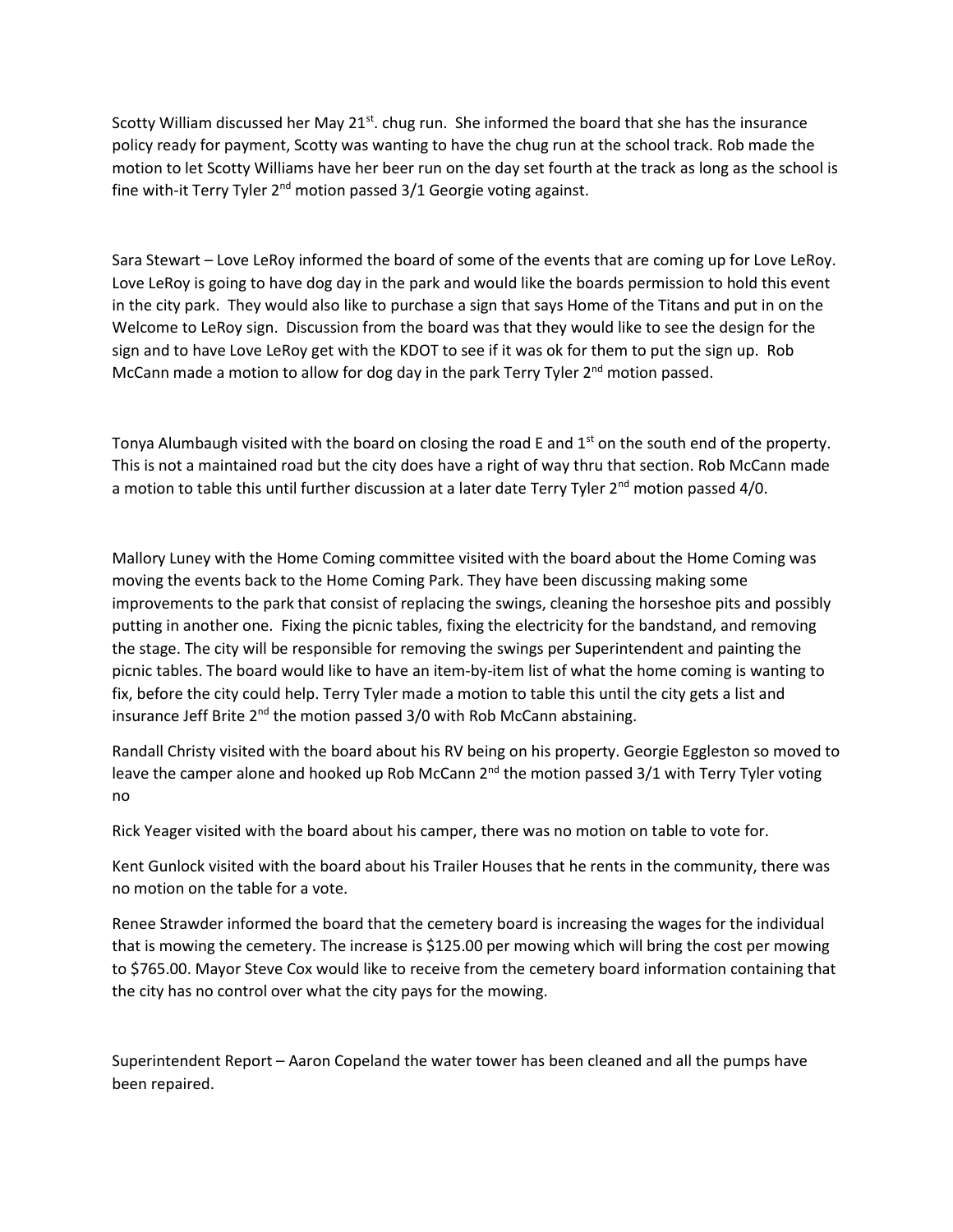Scotty William discussed her May 21st. chug run. She informed the board that she has the insurance policy ready for payment, Scotty was wanting to have the chug run at the school track. Rob made the motion to let Scotty Williams have her beer run on the day set fourth at the track as long as the school is fine with-it Terry Tyler 2nd motion passed 3/1 Georgie voting against.

Sara Stewart – Love LeRoy informed the board of some of the events that are coming up for Love LeRoy. Love LeRoy is going to have dog day in the park and would like the boards permission to hold this event in the city park. They would also like to purchase a sign that says Home of the Titans and put in on the Welcome to LeRoy sign. Discussion from the board was that they would like to see the design for the sign and to have Love LeRoy get with the KDOT to see if it was ok for them to put the sign up. Rob McCann made a motion to allow for dog day in the park Terry Tyler 2nd motion passed.

Tonya Alumbaugh visited with the board on closing the road E and 1st on the south end of the property. This is not a maintained road but the city does have a right of way thru that section. Rob McCann made a motion to table this until further discussion at a later date Terry Tyler 2nd motion passed 4/0.

Mallory Luney with the Home Coming committee visited with the board about the Home Coming was moving the events back to the Home Coming Park. They have been discussing making some improvements to the park that consist of replacing the swings, cleaning the horseshoe pits and possibly putting in another one. Fixing the picnic tables, fixing the electricity for the bandstand, and removing the stage. The city will be responsible for removing the swings per Superintendent and painting the picnic tables. The board would like to have an item-by-item list of what the home coming is wanting to fix, before the city could help. Terry Tyler made a motion to table this until the city gets a list and insurance Jeff Brite 2nd the motion passed 3/0 with Rob McCann abstaining.

Randall Christy visited with the board about his RV being on his property. Georgie Eggleston so moved to leave the camper alone and hooked up Rob McCann 2nd the motion passed 3/1 with Terry Tyler voting no

Rick Yeager visited with the board about his camper, there was no motion on table to vote for.

Kent Gunlock visited with the board about his Trailer Houses that he rents in the community, there was no motion on the table for a vote.

Renee Strawder informed the board that the cemetery board is increasing the wages for the individual that is mowing the cemetery. The increase is $125.00 per mowing which will bring the cost per mowing to $765.00. Mayor Steve Cox would like to receive from the cemetery board information containing that the city has no control over what the city pays for the mowing.

Superintendent Report – Aaron Copeland the water tower has been cleaned and all the pumps have been repaired.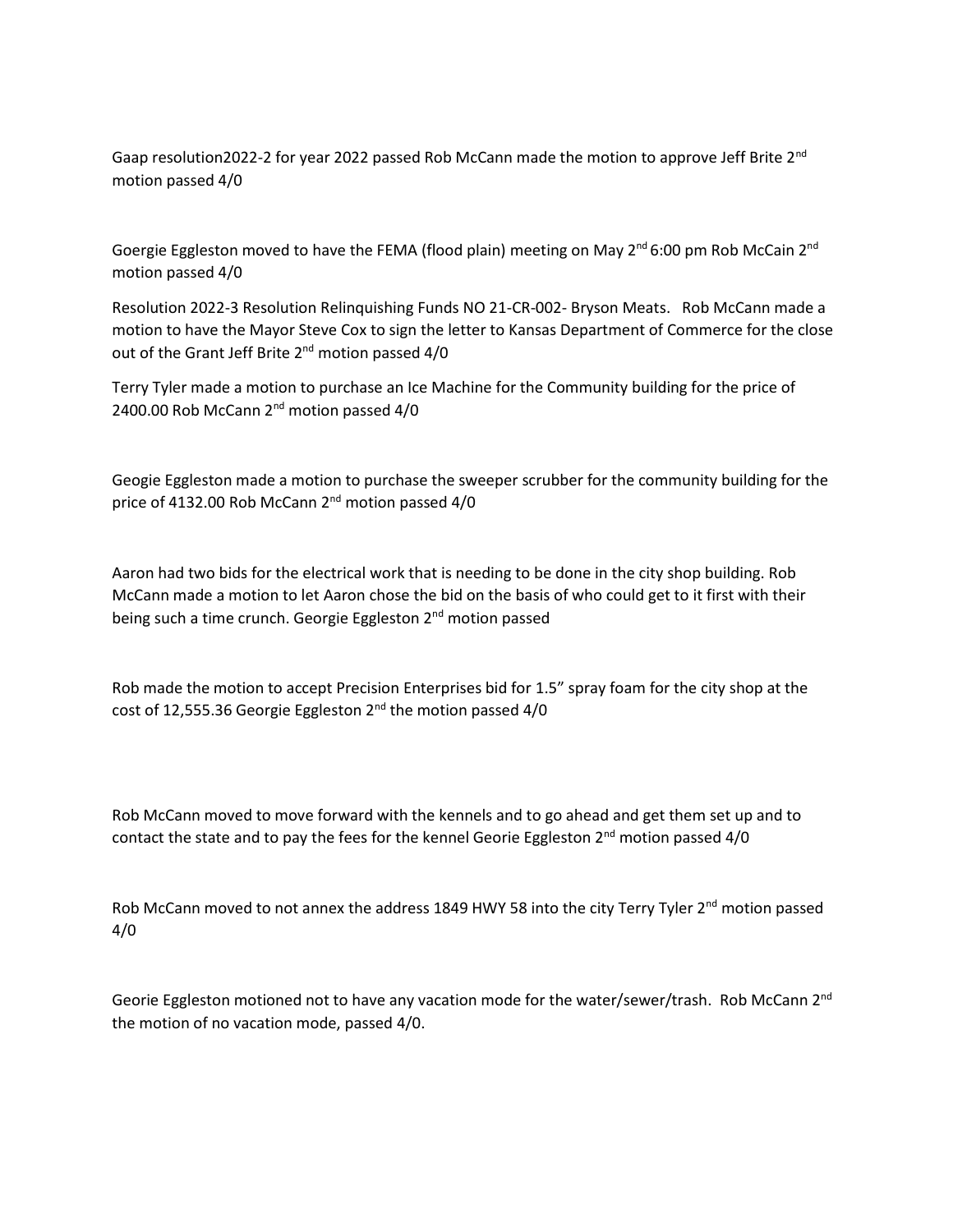Gaap resolution2022-2 for year 2022 passed Rob McCann made the motion to approve Jeff Brite 2nd motion passed 4/0

Goergie Eggleston moved to have the FEMA (flood plain) meeting on May 2nd 6:00 pm Rob McCain 2nd motion passed 4/0

Resolution 2022-3 Resolution Relinquishing Funds NO 21-CR-002- Bryson Meats. Rob McCann made a motion to have the Mayor Steve Cox to sign the letter to Kansas Department of Commerce for the close out of the Grant Jeff Brite 2nd motion passed 4/0

Terry Tyler made a motion to purchase an Ice Machine for the Community building for the price of 2400.00 Rob McCann 2nd motion passed 4/0

Geogie Eggleston made a motion to purchase the sweeper scrubber for the community building for the price of 4132.00 Rob McCann 2nd motion passed 4/0

Aaron had two bids for the electrical work that is needing to be done in the city shop building. Rob McCann made a motion to let Aaron chose the bid on the basis of who could get to it first with their being such a time crunch. Georgie Eggleston 2nd motion passed

Rob made the motion to accept Precision Enterprises bid for 1.5" spray foam for the city shop at the cost of 12,555.36 Georgie Eggleston 2nd the motion passed 4/0

Rob McCann moved to move forward with the kennels and to go ahead and get them set up and to contact the state and to pay the fees for the kennel Georie Eggleston 2nd motion passed 4/0

Rob McCann moved to not annex the address 1849 HWY 58 into the city Terry Tyler 2nd motion passed 4/0

Georie Eggleston motioned not to have any vacation mode for the water/sewer/trash. Rob McCann 2nd the motion of no vacation mode, passed 4/0.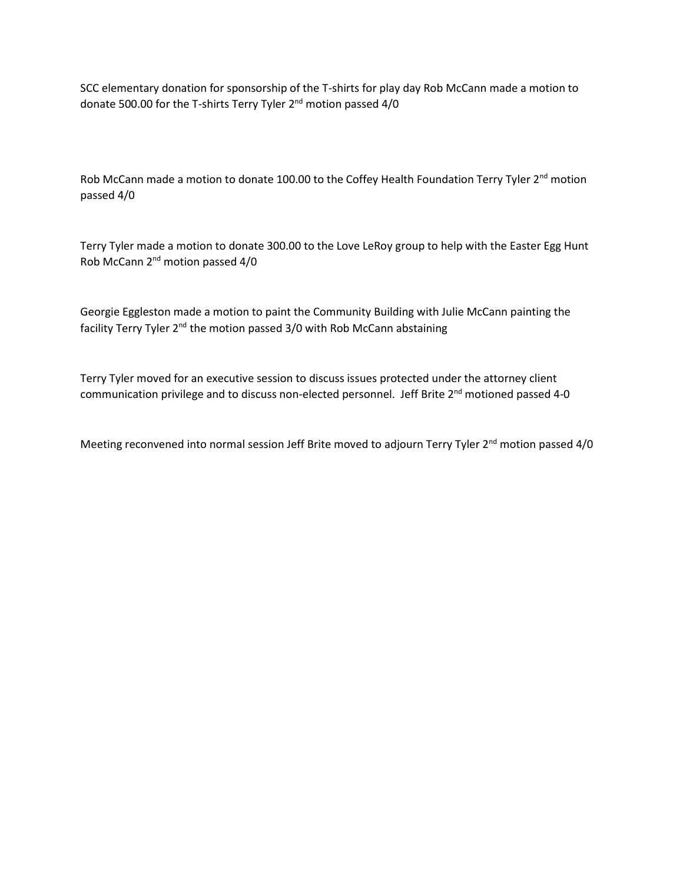SCC elementary donation for sponsorship of the T-shirts for play day Rob McCann made a motion to donate 500.00 for the T-shirts Terry Tyler 2nd motion passed 4/0

Rob McCann made a motion to donate 100.00 to the Coffey Health Foundation Terry Tyler 2nd motion passed 4/0

Terry Tyler made a motion to donate 300.00 to the Love LeRoy group to help with the Easter Egg Hunt Rob McCann 2nd motion passed 4/0

Georgie Eggleston made a motion to paint the Community Building with Julie McCann painting the facility Terry Tyler 2nd the motion passed 3/0 with Rob McCann abstaining

Terry Tyler moved for an executive session to discuss issues protected under the attorney client communication privilege and to discuss non-elected personnel. Jeff Brite 2nd motioned passed 4-0

Meeting reconvened into normal session Jeff Brite moved to adjourn Terry Tyler 2nd motion passed 4/0